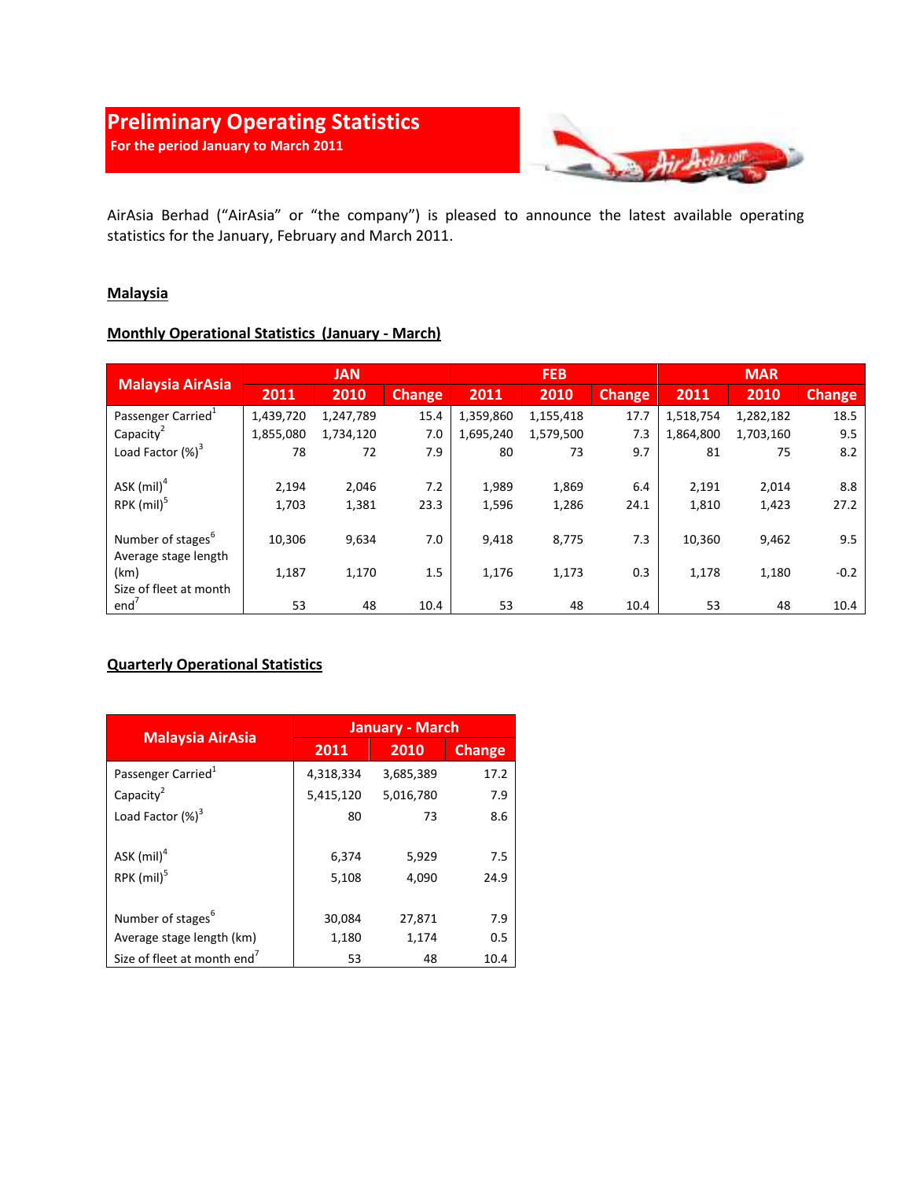# Preliminary Operating Statistics

**For the period January to March 2011**

AirAsia Berhad ("AirAsia" or "the company") is pleased to announce the latest available operating statistics for the January, February and March 2011.

## Malaysia

### Monthly Operational Statistics (January - March)

| Malaysia AirAsia | JAN | | | FEB | | | MAR | | |
|---|---|---|---|---|---|---|---|---|---|
| | 2011 | 2010 | Change | 2011 | 2010 | Change | 2011 | 2010 | Change |
| Passenger Carried[1] | 1,439,720 | 1,247,789 | 15.4 | 1,359,860 | 1,155,418 | 17.7 | 1,518,754 | 1,282,182 | 18.5 |
| Capacity[2] | 1,855,080 | 1,734,120 | 7.0 | 1,695,240 | 1,579,500 | 7.3 | 1,864,800 | 1,703,160 | 9.5 |
| Load Factor (%)[3] | 78 | 72 | 7.9 | 80 | 73 | 9.7 | 81 | 75 | 8.2 |
| ASK (mil)[4] | 2,194 | 2,046 | 7.2 | 1,989 | 1,869 | 6.4 | 2,191 | 2,014 | 8.8 |
| RPK (mil)[5] | 1,703 | 1,381 | 23.3 | 1,596 | 1,286 | 24.1 | 1,810 | 1,423 | 27.2 |
| Number of stages[6] | 10,306 | 9,634 | 7.0 | 9,418 | 8,775 | 7.3 | 10,360 | 9,462 | 9.5 |
| Average stage length (km) | 1,187 | 1,170 | 1.5 | 1,176 | 1,173 | 0.3 | 1,178 | 1,180 | -0.2 |
| Size of fleet at month end[7] | 53 | 48 | 10.4 | 53 | 48 | 10.4 | 53 | 48 | 10.4 |

### Quarterly Operational Statistics

| Malaysia AirAsia | January - March | | |
|---|---|---|---|
| | 2011 | 2010 | Change |
| Passenger Carried[1] | 4,318,334 | 3,685,389 | 17.2 |
| Capacity[2] | 5,415,120 | 5,016,780 | 7.9 |
| Load Factor (%)[3] | 80 | 73 | 8.6 |
| ASK (mil)[4] | 6,374 | 5,929 | 7.5 |
| RPK (mil)[5] | 5,108 | 4,090 | 24.9 |
| Number of stages[6] | 30,084 | 27,871 | 7.9 |
| Average stage length (km) | 1,180 | 1,174 | 0.5 |
| Size of fleet at month end[7] | 53 | 48 | 10.4 |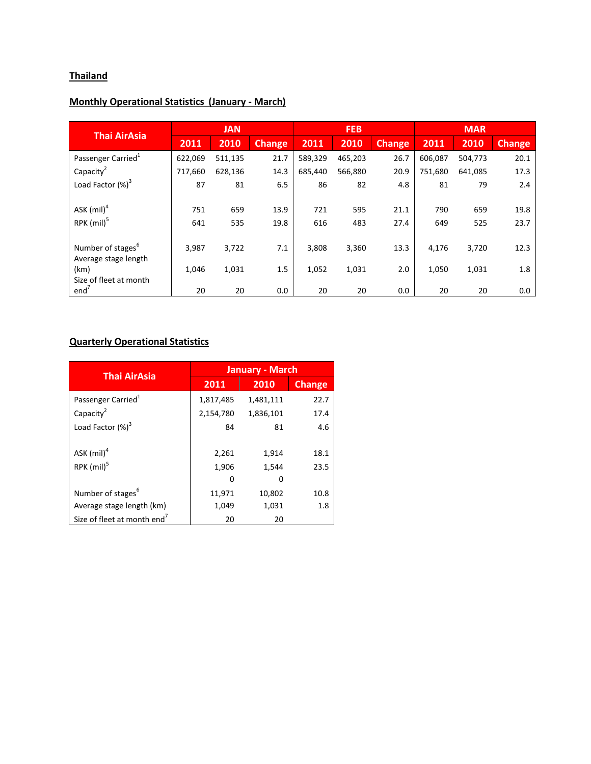## Thailand

### Monthly Operational Statistics (January - March)

| Thai AirAsia | JAN | | | FEB | | | MAR | | |
|---|---|---|---|---|---|---|---|---|---|
| | 2011 | 2010 | Change | 2011 | 2010 | Change | 2011 | 2010 | Change |
| Passenger Carried[1] | 622,069 | 511,135 | 21.7 | 589,329 | 465,203 | 26.7 | 606,087 | 504,773 | 20.1 |
| Capacity[2] | 717,660 | 628,136 | 14.3 | 685,440 | 566,880 | 20.9 | 751,680 | 641,085 | 17.3 |
| Load Factor (%)[3] | 87 | 81 | 6.5 | 86 | 82 | 4.8 | 81 | 79 | 2.4 |
| | | | | | | | | | |
| ASK (mil)[4] | 751 | 659 | 13.9 | 721 | 595 | 21.1 | 790 | 659 | 19.8 |
| RPK (mil)[5] | 641 | 535 | 19.8 | 616 | 483 | 27.4 | 649 | 525 | 23.7 |
| | | | | | | | | | |
| Number of stages[6] | 3,987 | 3,722 | 7.1 | 3,808 | 3,360 | 13.3 | 4,176 | 3,720 | 12.3 |
| Average stage length (km) | 1,046 | 1,031 | 1.5 | 1,052 | 1,031 | 2.0 | 1,050 | 1,031 | 1.8 |
| Size of fleet at month end[7] | 20 | 20 | 0.0 | 20 | 20 | 0.0 | 20 | 20 | 0.0 |

### Quarterly Operational Statistics

| Thai AirAsia | January - March | | |
|---|---|---|---|
| | 2011 | 2010 | Change |
| Passenger Carried[1] | 1,817,485 | 1,481,111 | 22.7 |
| Capacity[2] | 2,154,780 | 1,836,101 | 17.4 |
| Load Factor (%)[3] | 84 | 81 | 4.6 |
| | | | |
| ASK (mil)[4] | 2,261 | 1,914 | 18.1 |
| RPK (mil)[5] | 1,906 | 1,544 | 23.5 |
| | 0 | 0 | |
| Number of stages[6] | 11,971 | 10,802 | 10.8 |
| Average stage length (km) | 1,049 | 1,031 | 1.8 |
| Size of fleet at month end[7] | 20 | 20 | |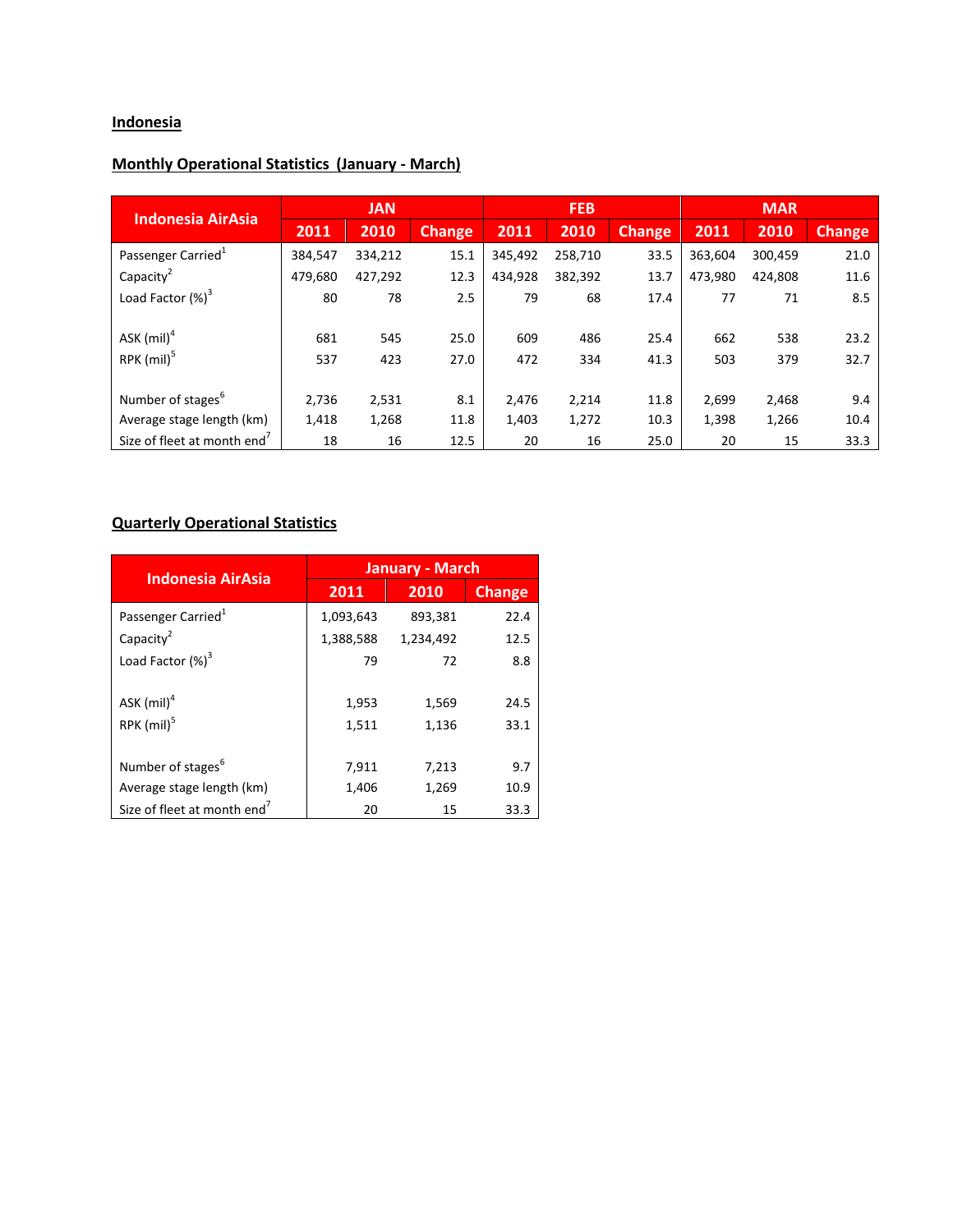## Indonesia

### Monthly Operational Statistics (January - March)

| Indonesia AirAsia | JAN | | | FEB | | | MAR | | |
|---|---|---|---|---|---|---|---|---|---|
| | 2011 | 2010 | Change | 2011 | 2010 | Change | 2011 | 2010 | Change |
| Passenger Carried[1] | 384,547 | 334,212 | 15.1 | 345,492 | 258,710 | 33.5 | 363,604 | 300,459 | 21.0 |
| Capacity[2] | 479,680 | 427,292 | 12.3 | 434,928 | 382,392 | 13.7 | 473,980 | 424,808 | 11.6 |
| Load Factor (%)[3] | 80 | 78 | 2.5 | 79 | 68 | 17.4 | 77 | 71 | 8.5 |
| ASK (mil)[4] | 681 | 545 | 25.0 | 609 | 486 | 25.4 | 662 | 538 | 23.2 |
| RPK (mil)[5] | 537 | 423 | 27.0 | 472 | 334 | 41.3 | 503 | 379 | 32.7 |
| Number of stages[6] | 2,736 | 2,531 | 8.1 | 2,476 | 2,214 | 11.8 | 2,699 | 2,468 | 9.4 |
| Average stage length (km) | 1,418 | 1,268 | 11.8 | 1,403 | 1,272 | 10.3 | 1,398 | 1,266 | 10.4 |
| Size of fleet at month end[7] | 18 | 16 | 12.5 | 20 | 16 | 25.0 | 20 | 15 | 33.3 |

### Quarterly Operational Statistics

| Indonesia AirAsia | January - March | | |
|---|---|---|---|
| | 2011 | 2010 | Change |
| Passenger Carried[1] | 1,093,643 | 893,381 | 22.4 |
| Capacity[2] | 1,388,588 | 1,234,492 | 12.5 |
| Load Factor (%)[3] | 79 | 72 | 8.8 |
| ASK (mil)[4] | 1,953 | 1,569 | 24.5 |
| RPK (mil)[5] | 1,511 | 1,136 | 33.1 |
| Number of stages[6] | 7,911 | 7,213 | 9.7 |
| Average stage length (km) | 1,406 | 1,269 | 10.9 |
| Size of fleet at month end[7] | 20 | 15 | 33.3 |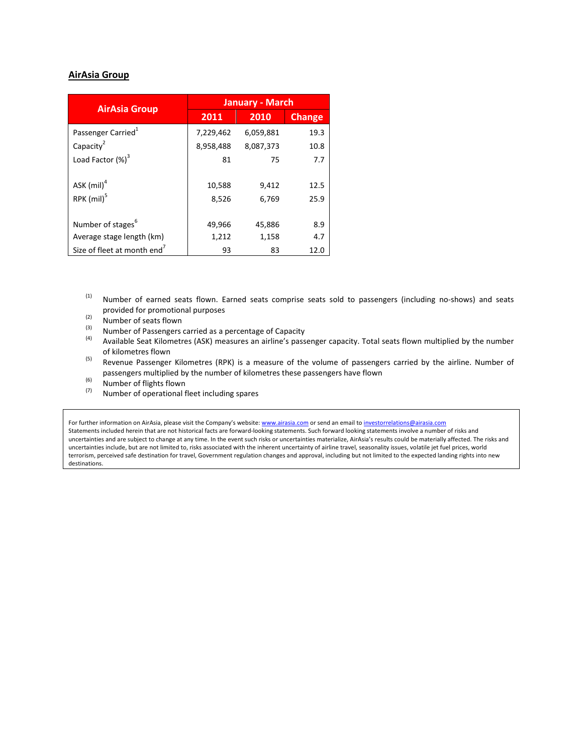## AirAsia Group

| AirAsia Group | January - March | | |
|---|---|---|---|
| | 2011 | 2010 | Change |
| Passenger Carried[1] | 7,229,462 | 6,059,881 | 19.3 |
| Capacity[2] | 8,958,488 | 8,087,373 | 10.8 |
| Load Factor (%)[3] | 81 | 75 | 7.7 |
| | | | |
| ASK (mil)[4] | 10,588 | 9,412 | 12.5 |
| RPK (mil)[5] | 8,526 | 6,769 | 25.9 |
| | | | |
| Number of stages[6] | 49,966 | 45,886 | 8.9 |
| Average stage length (km) | 1,212 | 1,158 | 4.7 |
| Size of fleet at month end[7] | 93 | 83 | 12.0 |

(1) Number of earned seats flown. Earned seats comprise seats sold to passengers (including no-shows) and seats provided for promotional purposes

(2) Number of seats flown

(3) Number of Passengers carried as a percentage of Capacity

(4) Available Seat Kilometres (ASK) measures an airline's passenger capacity. Total seats flown multiplied by the number of kilometres flown

(5) Revenue Passenger Kilometres (RPK) is a measure of the volume of passengers carried by the airline. Number of passengers multiplied by the number of kilometres these passengers have flown

(6) Number of flights flown

(7) Number of operational fleet including spares

For further information on AirAsia, please visit the Company's website: www.airasia.com or send an email to investorrelations@airasia.com
Statements included herein that are not historical facts are forward-looking statements. Such forward looking statements involve a number of risks and uncertainties and are subject to change at any time. In the event such risks or uncertainties materialize, AirAsia's results could be materially affected. The risks and uncertainties include, but are not limited to, risks associated with the inherent uncertainty of airline travel, seasonality issues, volatile jet fuel prices, world terrorism, perceived safe destination for travel, Government regulation changes and approval, including but not limited to the expected landing rights into new destinations.